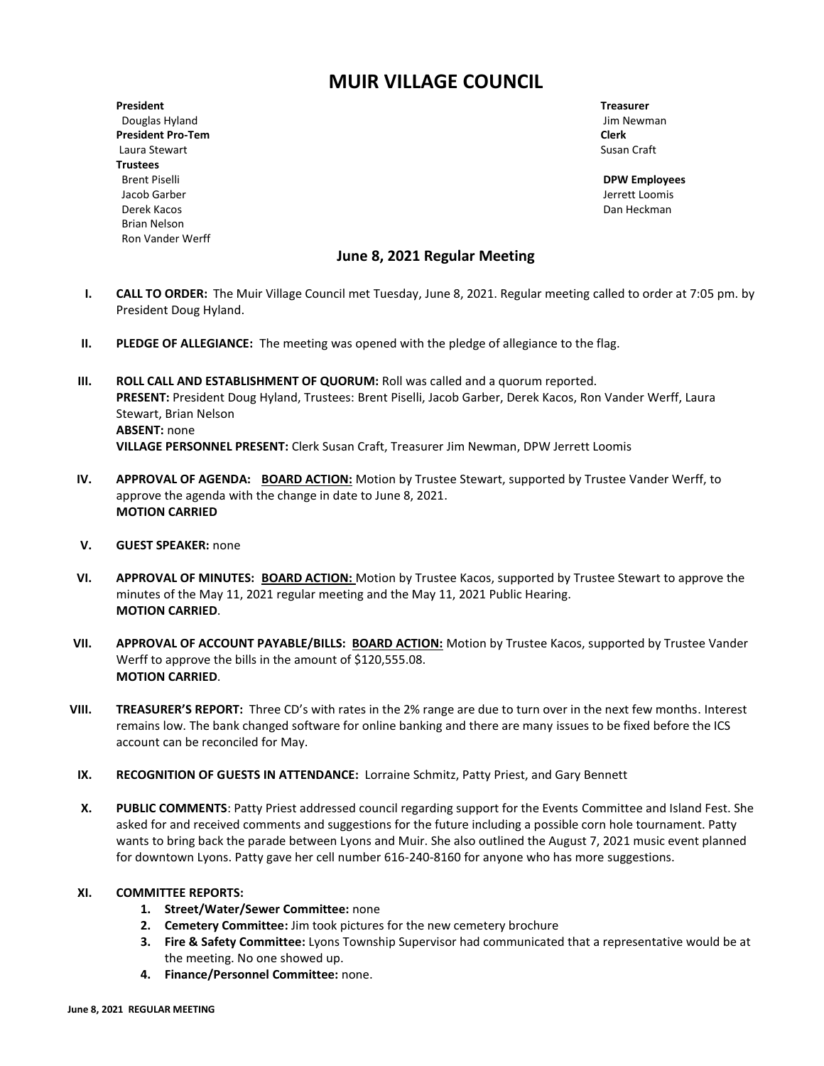# MUIR VILLAGE COUNCIL

**President**
Douglas Hyland
**President Pro-Tem**
Laura Stewart
**Trustees**
Brent Piselli
Jacob Garber
Derek Kacos
Brian Nelson
Ron Vander Werff

**Treasurer**
Jim Newman
**Clerk**
Susan Craft

**DPW Employees**
Jerrett Loomis
Dan Heckman

## June 8, 2021 Regular Meeting

I. **CALL TO ORDER:** The Muir Village Council met Tuesday, June 8, 2021. Regular meeting called to order at 7:05 pm. by President Doug Hyland.

II. **PLEDGE OF ALLEGIANCE:** The meeting was opened with the pledge of allegiance to the flag.

III. **ROLL CALL AND ESTABLISHMENT OF QUORUM:** Roll was called and a quorum reported.
**PRESENT:** President Doug Hyland, Trustees: Brent Piselli, Jacob Garber, Derek Kacos, Ron Vander Werff, Laura Stewart, Brian Nelson
**ABSENT:** none
**VILLAGE PERSONNEL PRESENT:** Clerk Susan Craft, Treasurer Jim Newman, DPW Jerrett Loomis

IV. **APPROVAL OF AGENDA:** **BOARD ACTION:** Motion by Trustee Stewart, supported by Trustee Vander Werff, to approve the agenda with the change in date to June 8, 2021.
**MOTION CARRIED**

V. **GUEST SPEAKER:** none

VI. **APPROVAL OF MINUTES:** **BOARD ACTION:** Motion by Trustee Kacos, supported by Trustee Stewart to approve the minutes of the May 11, 2021 regular meeting and the May 11, 2021 Public Hearing.
**MOTION CARRIED**.

VII. **APPROVAL OF ACCOUNT PAYABLE/BILLS:** **BOARD ACTION:** Motion by Trustee Kacos, supported by Trustee Vander Werff to approve the bills in the amount of $120,555.08.
**MOTION CARRIED**.

VIII. **TREASURER'S REPORT:** Three CD's with rates in the 2% range are due to turn over in the next few months. Interest remains low. The bank changed software for online banking and there are many issues to be fixed before the ICS account can be reconciled for May.

IX. **RECOGNITION OF GUESTS IN ATTENDANCE:** Lorraine Schmitz, Patty Priest, and Gary Bennett

X. **PUBLIC COMMENTS**: Patty Priest addressed council regarding support for the Events Committee and Island Fest. She asked for and received comments and suggestions for the future including a possible corn hole tournament. Patty wants to bring back the parade between Lyons and Muir. She also outlined the August 7, 2021 music event planned for downtown Lyons. Patty gave her cell number 616-240-8160 for anyone who has more suggestions.

XI. **COMMITTEE REPORTS:**
1. **Street/Water/Sewer Committee:** none
2. **Cemetery Committee:** Jim took pictures for the new cemetery brochure
3. **Fire & Safety Committee:** Lyons Township Supervisor had communicated that a representative would be at the meeting. No one showed up.
4. **Finance/Personnel Committee:** none.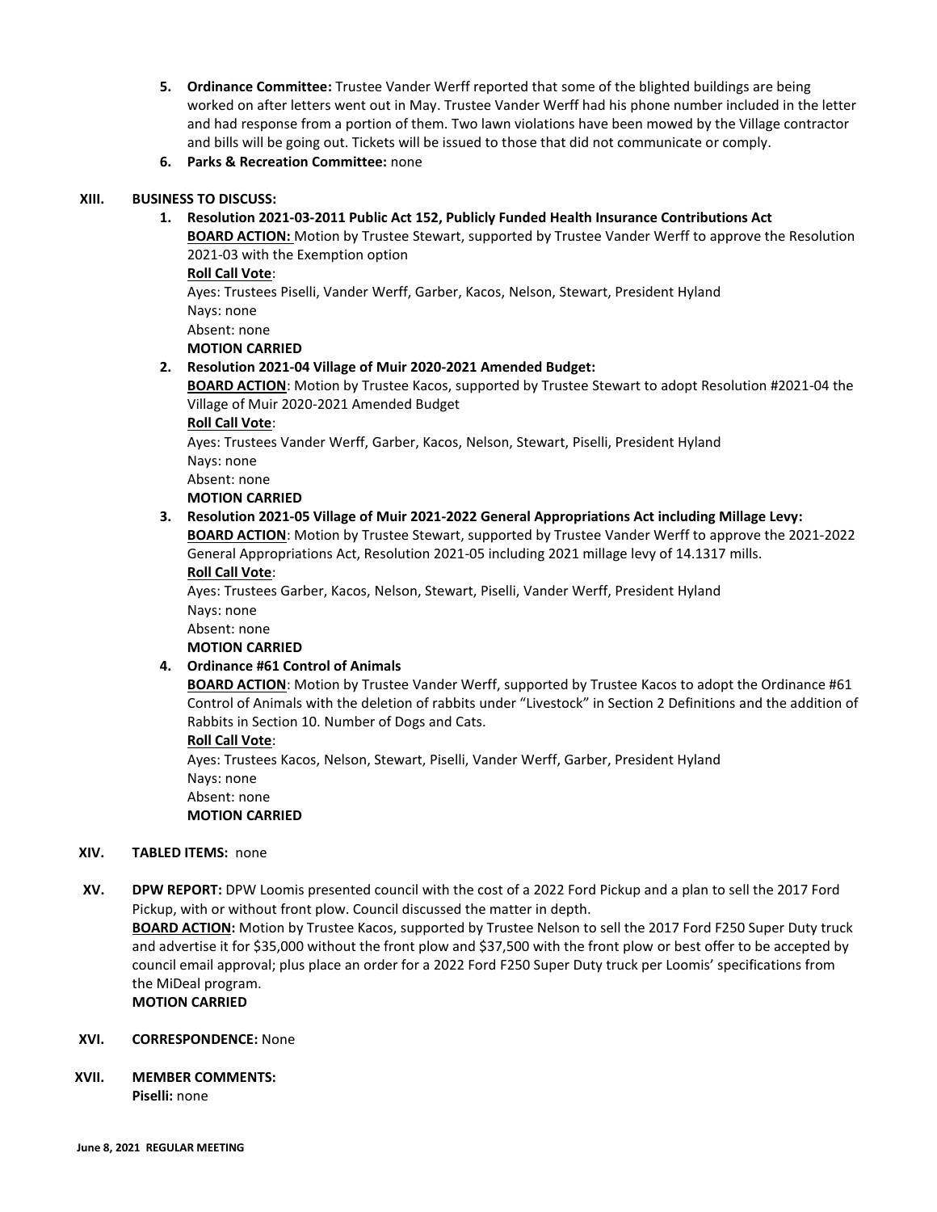5. **Ordinance Committee:** Trustee Vander Werff reported that some of the blighted buildings are being worked on after letters went out in May. Trustee Vander Werff had his phone number included in the letter and had response from a portion of them. Two lawn violations have been mowed by the Village contractor and bills will be going out. Tickets will be issued to those that did not communicate or comply.
6. **Parks & Recreation Committee:** none

## XIII. BUSINESS TO DISCUSS:

1. **Resolution 2021-03-2011 Public Act 152, Publicly Funded Health Insurance Contributions Act**
   **BOARD ACTION:** Motion by Trustee Stewart, supported by Trustee Vander Werff to approve the Resolution 2021-03 with the Exemption option
   **Roll Call Vote**:
   Ayes: Trustees Piselli, Vander Werff, Garber, Kacos, Nelson, Stewart, President Hyland
   Nays: none
   Absent: none
   **MOTION CARRIED**
2. **Resolution 2021-04 Village of Muir 2020-2021 Amended Budget:**
   **BOARD ACTION**: Motion by Trustee Kacos, supported by Trustee Stewart to adopt Resolution #2021-04 the Village of Muir 2020-2021 Amended Budget
   **Roll Call Vote**:
   Ayes: Trustees Vander Werff, Garber, Kacos, Nelson, Stewart, Piselli, President Hyland
   Nays: none
   Absent: none
   **MOTION CARRIED**
3. **Resolution 2021-05 Village of Muir 2021-2022 General Appropriations Act including Millage Levy:**
   **BOARD ACTION**: Motion by Trustee Stewart, supported by Trustee Vander Werff to approve the 2021-2022 General Appropriations Act, Resolution 2021-05 including 2021 millage levy of 14.1317 mills.
   **Roll Call Vote**:
   Ayes: Trustees Garber, Kacos, Nelson, Stewart, Piselli, Vander Werff, President Hyland
   Nays: none
   Absent: none
   **MOTION CARRIED**
4. **Ordinance #61 Control of Animals**
   **BOARD ACTION**: Motion by Trustee Vander Werff, supported by Trustee Kacos to adopt the Ordinance #61 Control of Animals with the deletion of rabbits under "Livestock" in Section 2 Definitions and the addition of Rabbits in Section 10. Number of Dogs and Cats.
   **Roll Call Vote**:
   Ayes: Trustees Kacos, Nelson, Stewart, Piselli, Vander Werff, Garber, President Hyland
   Nays: none
   Absent: none
   **MOTION CARRIED**

## XIV. TABLED ITEMS: none

## XV. DPW REPORT:

DPW Loomis presented council with the cost of a 2022 Ford Pickup and a plan to sell the 2017 Ford Pickup, with or without front plow. Council discussed the matter in depth.
**BOARD ACTION:** Motion by Trustee Kacos, supported by Trustee Nelson to sell the 2017 Ford F250 Super Duty truck and advertise it for $35,000 without the front plow and $37,500 with the front plow or best offer to be accepted by council email approval; plus place an order for a 2022 Ford F250 Super Duty truck per Loomis' specifications from the MiDeal program.
**MOTION CARRIED**

## XVI. CORRESPONDENCE: None

## XVII. MEMBER COMMENTS:

**Piselli:** none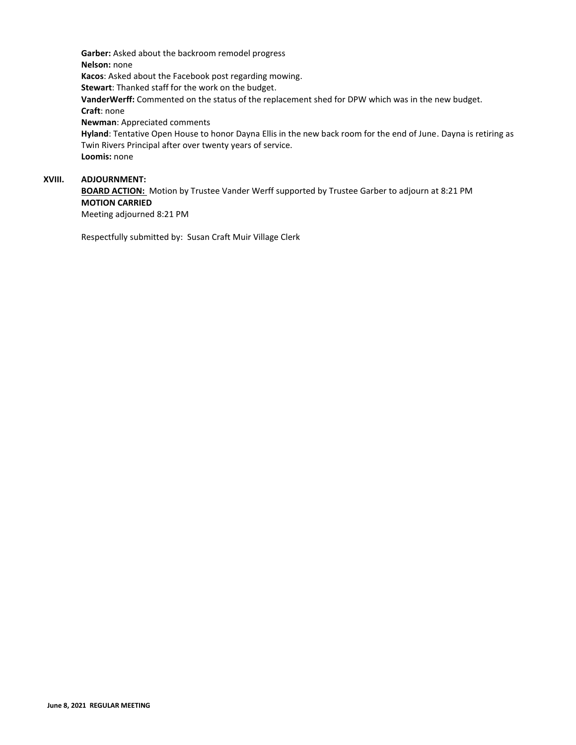**Garber:** Asked about the backroom remodel progress
**Nelson:** none
**Kacos**: Asked about the Facebook post regarding mowing.
**Stewart**: Thanked staff for the work on the budget.
**VanderWerff:** Commented on the status of the replacement shed for DPW which was in the new budget.
**Craft**: none
**Newman**: Appreciated comments
**Hyland**: Tentative Open House to honor Dayna Ellis in the new back room for the end of June. Dayna is retiring as Twin Rivers Principal after over twenty years of service.
**Loomis:** none

**XVIII. ADJOURNMENT:**

**BOARD ACTION:** Motion by Trustee Vander Werff supported by Trustee Garber to adjourn at 8:21 PM
**MOTION CARRIED**
Meeting adjourned 8:21 PM

Respectfully submitted by: Susan Craft Muir Village Clerk